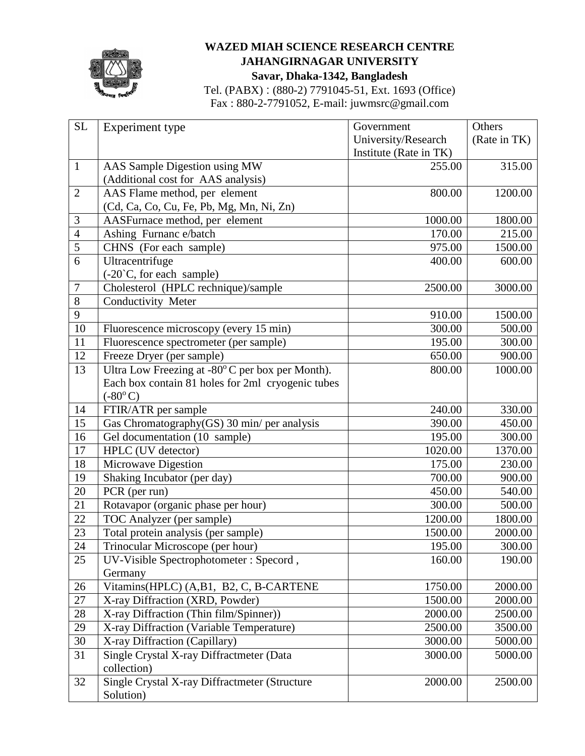# WAZED MIAH SCIENCE RESEARCH CENTRE
## JAHANGIRNAGAR UNIVERSITY
### Savar, Dhaka-1342, Bangladesh

Tel. (PABX) : (880-2) 7791045-51, Ext. 1693 (Office)
Fax : 880-2-7791052, E-mail: juwmsrc@gmail.com

| SL | Experiment type | Government University/Research Institute (Rate in TK) | Others (Rate in TK) |
|---|---|---|---|
| 1 | AAS Sample Digestion using MW (Additional cost for AAS analysis) | 255.00 | 315.00 |
| 2 | AAS Flame method, per element (Cd, Ca, Co, Cu, Fe, Pb, Mg, Mn, Ni, Zn) | 800.00 | 1200.00 |
| 3 | AASFurnace method, per element | 1000.00 | 1800.00 |
| 4 | Ashing Furnanc e/batch | 170.00 | 215.00 |
| 5 | CHNS (For each sample) | 975.00 | 1500.00 |
| 6 | Ultracentrifuge (-20`C, for each sample) | 400.00 | 600.00 |
| 7 | Cholesterol (HPLC rechnique)/sample | 2500.00 | 3000.00 |
| 8 | Conductivity Meter | | |
| 9 | | 910.00 | 1500.00 |
| 10 | Fluorescence microscopy (every 15 min) | 300.00 | 500.00 |
| 11 | Fluorescence spectrometer (per sample) | 195.00 | 300.00 |
| 12 | Freeze Dryer (per sample) | 650.00 | 900.00 |
| 13 | Ultra Low Freezing at $-80^{o}$C per box per Month). Each box contain 81 holes for 2ml cryogenic tubes ($-80^{o}$C) | 800.00 | 1000.00 |
| 14 | FTIR/ATR per sample | 240.00 | 330.00 |
| 15 | Gas Chromatography(GS) 30 min/ per analysis | 390.00 | 450.00 |
| 16 | Gel documentation (10 sample) | 195.00 | 300.00 |
| 17 | HPLC (UV detector) | 1020.00 | 1370.00 |
| 18 | Microwave Digestion | 175.00 | 230.00 |
| 19 | Shaking Incubator (per day) | 700.00 | 900.00 |
| 20 | PCR (per run) | 450.00 | 540.00 |
| 21 | Rotavapor (organic phase per hour) | 300.00 | 500.00 |
| 22 | TOC Analyzer (per sample) | 1200.00 | 1800.00 |
| 23 | Total protein analysis (per sample) | 1500.00 | 2000.00 |
| 24 | Trinocular Microscope (per hour) | 195.00 | 300.00 |
| 25 | UV-Visible Spectrophotometer : Specord , Germany | 160.00 | 190.00 |
| 26 | Vitamins(HPLC) (A,B1, B2, C, B-CARTENE | 1750.00 | 2000.00 |
| 27 | X-ray Diffraction (XRD, Powder) | 1500.00 | 2000.00 |
| 28 | X-ray Diffraction (Thin film/Spinner)) | 2000.00 | 2500.00 |
| 29 | X-ray Diffraction (Variable Temperature) | 2500.00 | 3500.00 |
| 30 | X-ray Diffraction (Capillary) | 3000.00 | 5000.00 |
| 31 | Single Crystal X-ray Diffractmeter (Data collection) | 3000.00 | 5000.00 |
| 32 | Single Crystal X-ray Diffractmeter (Structure Solution) | 2000.00 | 2500.00 |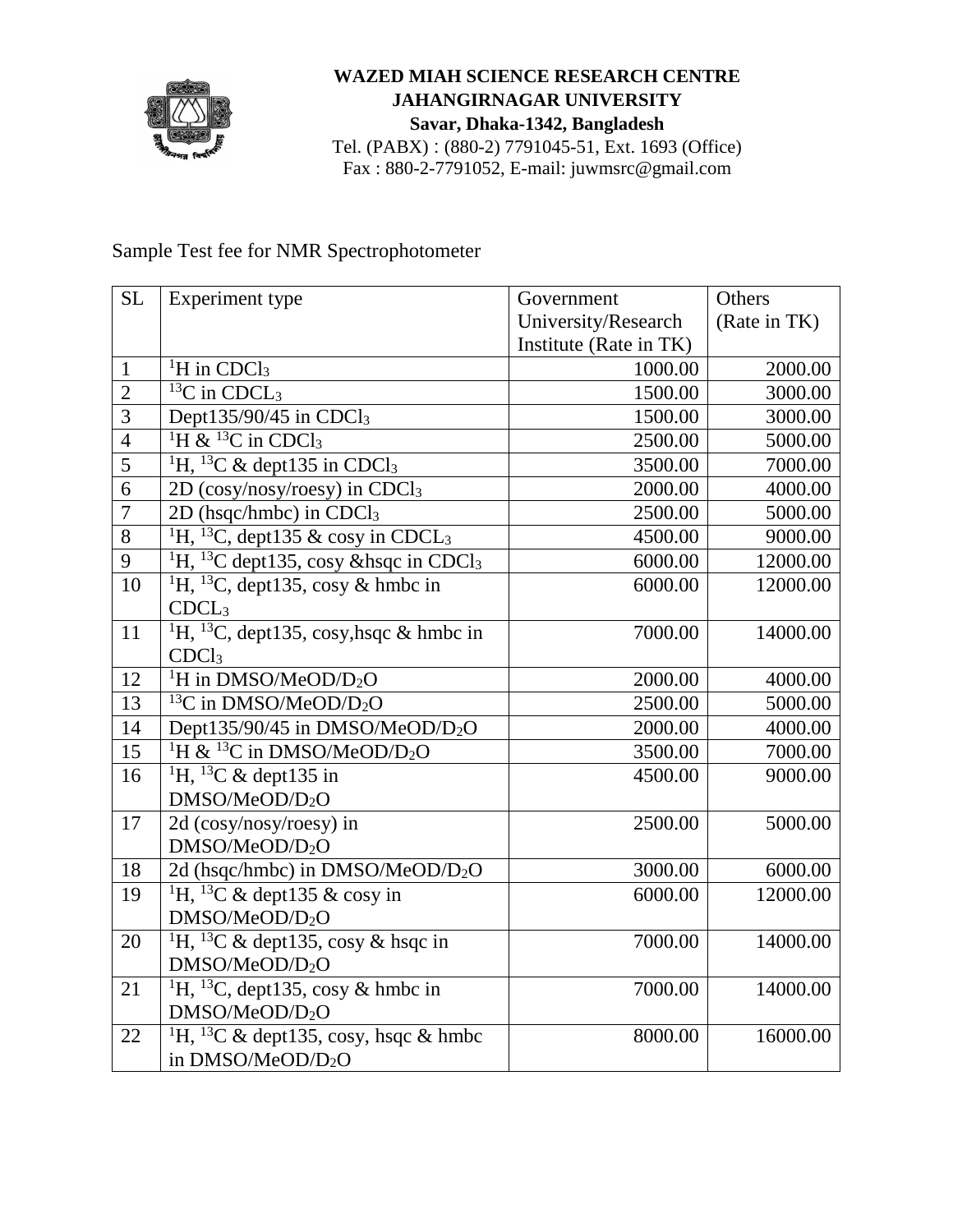**WAZED MIAH SCIENCE RESEARCH CENTRE**
**JAHANGIRNAGAR UNIVERSITY**
**Savar, Dhaka-1342, Bangladesh**
Tel. (PABX) : (880-2) 7791045-51, Ext. 1693 (Office)
Fax : 880-2-7791052, E-mail: juwmsrc@gmail.com

Sample Test fee for NMR Spectrophotometer

| SL | Experiment type | Government University/Research Institute (Rate in TK) | Others (Rate in TK) |
|---|---|---|---|
| 1 | $^1$H in $CDCl_3$ | 1000.00 | 2000.00 |
| 2 | $^{13}$C in $CDCL_3$ | 1500.00 | 3000.00 |
| 3 | Dept135/90/45 in $CDCl_3$ | 1500.00 | 3000.00 |
| 4 | $^1$H & $^{13}$C in $CDCl_3$ | 2500.00 | 5000.00 |
| 5 | $^1$H, $^{13}$C & dept135 in $CDCl_3$ | 3500.00 | 7000.00 |
| 6 | 2D (cosy/nosy/roesy) in $CDCl_3$ | 2000.00 | 4000.00 |
| 7 | 2D (hsqc/hmbc) in $CDCl_3$ | 2500.00 | 5000.00 |
| 8 | $^1$H, $^{13}$C, dept135 & cosy in $CDCL_3$ | 4500.00 | 9000.00 |
| 9 | $^1$H, $^{13}$C dept135, cosy &hsqc in $CDCl_3$ | 6000.00 | 12000.00 |
| 10 | $^1$H, $^{13}$C, dept135, cosy & hmbc in $CDCL_3$ | 6000.00 | 12000.00 |
| 11 | $^1$H, $^{13}$C, dept135, cosy,hsqc & hmbc in $CDCl_3$ | 7000.00 | 14000.00 |
| 12 | $^1$H in DMSO/MeOD/$D_2O$ | 2000.00 | 4000.00 |
| 13 | $^{13}$C in DMSO/MeOD/$D_2O$ | 2500.00 | 5000.00 |
| 14 | Dept135/90/45 in DMSO/MeOD/$D_2O$ | 2000.00 | 4000.00 |
| 15 | $^1$H & $^{13}$C in DMSO/MeOD/$D_2O$ | 3500.00 | 7000.00 |
| 16 | $^1$H, $^{13}$C & dept135 in DMSO/MeOD/$D_2O$ | 4500.00 | 9000.00 |
| 17 | 2d (cosy/nosy/roesy) in DMSO/MeOD/$D_2O$ | 2500.00 | 5000.00 |
| 18 | 2d (hsqc/hmbc) in DMSO/MeOD/$D_2O$ | 3000.00 | 6000.00 |
| 19 | $^1$H, $^{13}$C & dept135 & cosy in DMSO/MeOD/$D_2O$ | 6000.00 | 12000.00 |
| 20 | $^1$H, $^{13}$C & dept135, cosy & hsqc in DMSO/MeOD/$D_2O$ | 7000.00 | 14000.00 |
| 21 | $^1$H, $^{13}$C, dept135, cosy & hmbc in DMSO/MeOD/$D_2O$ | 7000.00 | 14000.00 |
| 22 | $^1$H, $^{13}$C & dept135, cosy, hsqc & hmbc in DMSO/MeOD/$D_2O$ | 8000.00 | 16000.00 |